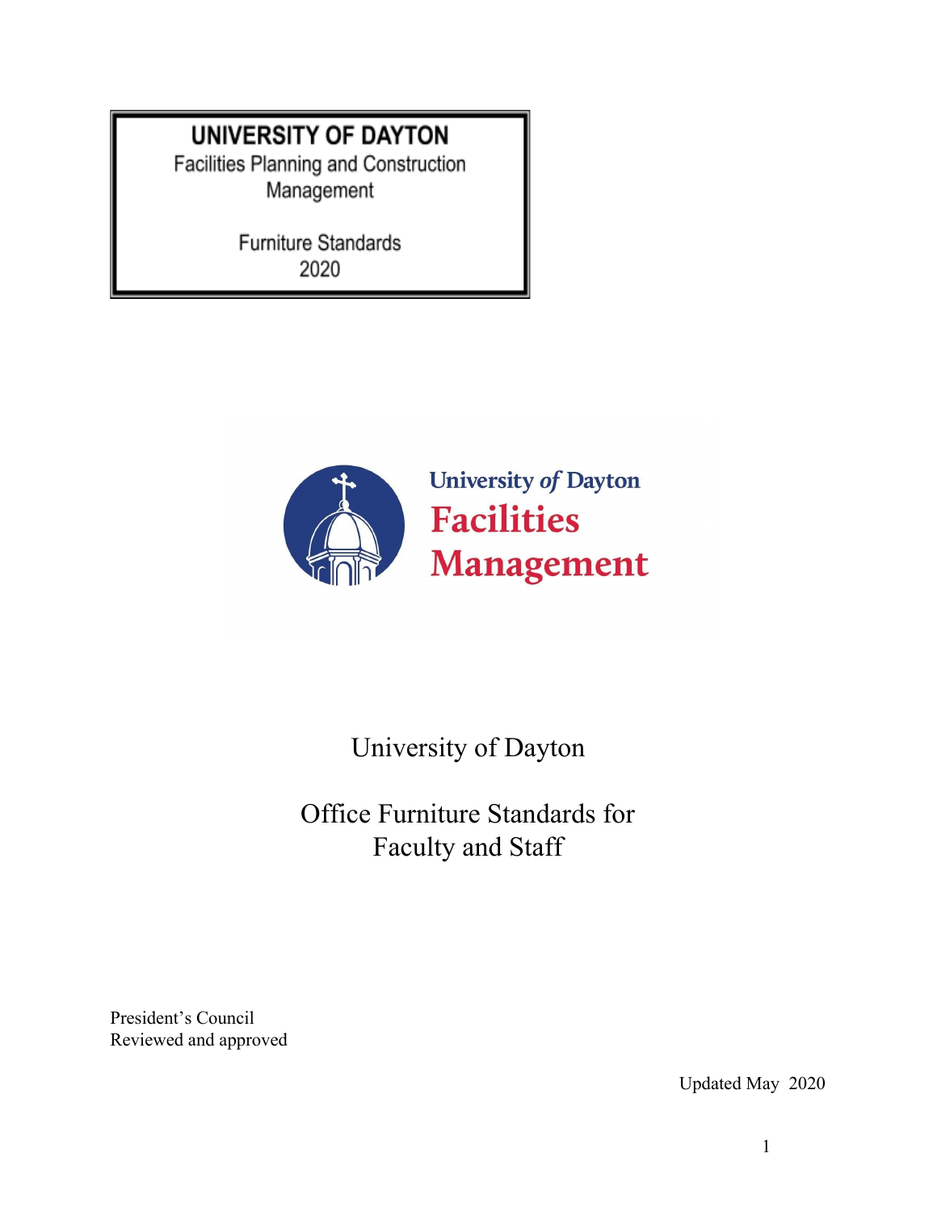**UNIVERSITY OF DAYTON**
Facilities Planning and Construction Management

Furniture Standards
2020

University *of* Dayton
**Facilities Management**

# University of Dayton

# Office Furniture Standards for Faculty and Staff

President's Council
Reviewed and approved

Updated May 2020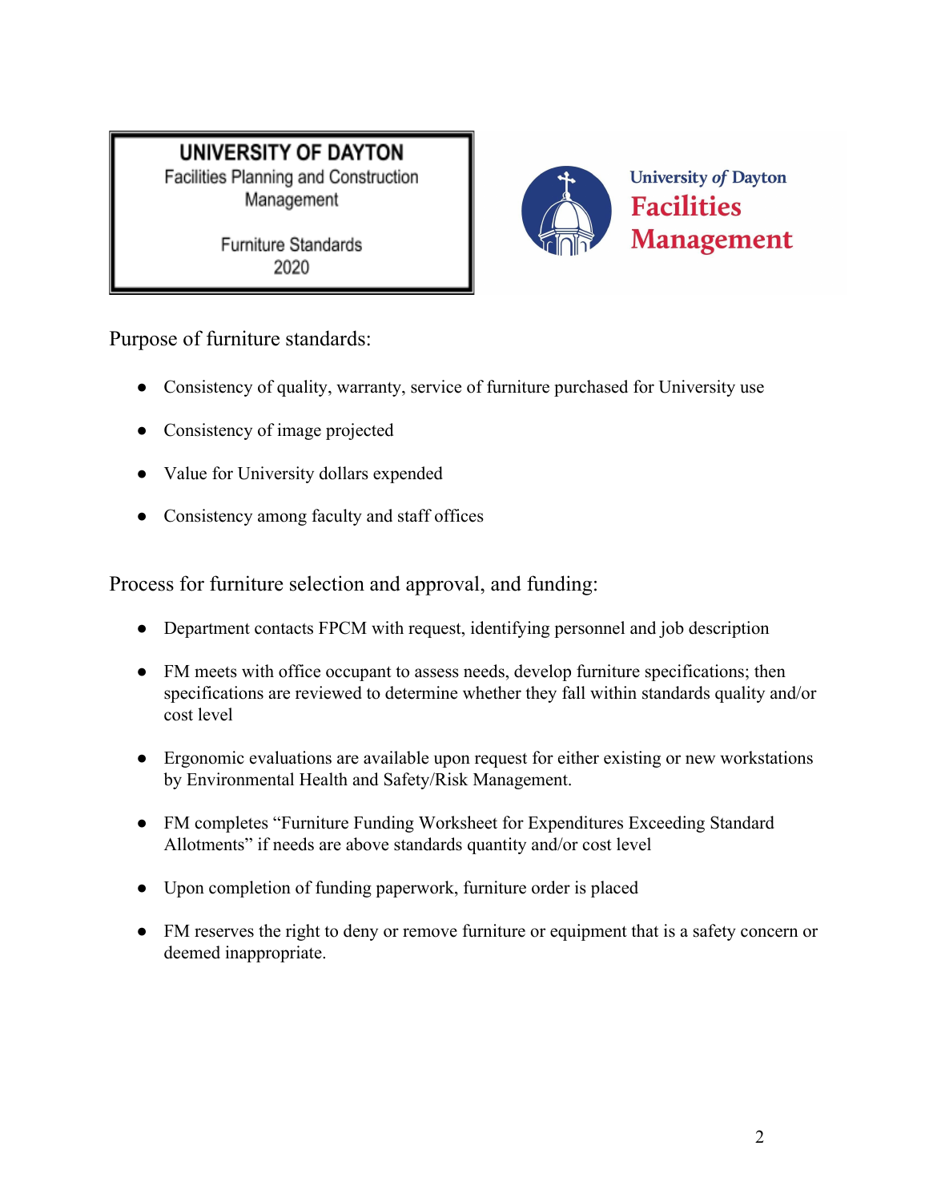**UNIVERSITY OF DAYTON**
Facilities Planning and Construction Management

Furniture Standards
2020

University *of* Dayton
**Facilities Management**

## Purpose of furniture standards:

- Consistency of quality, warranty, service of furniture purchased for University use
- Consistency of image projected
- Value for University dollars expended
- Consistency among faculty and staff offices

## Process for furniture selection and approval, and funding:

- Department contacts FPCM with request, identifying personnel and job description
- FM meets with office occupant to assess needs, develop furniture specifications; then specifications are reviewed to determine whether they fall within standards quality and/or cost level
- Ergonomic evaluations are available upon request for either existing or new workstations by Environmental Health and Safety/Risk Management.
- FM completes "Furniture Funding Worksheet for Expenditures Exceeding Standard Allotments" if needs are above standards quantity and/or cost level
- Upon completion of funding paperwork, furniture order is placed
- FM reserves the right to deny or remove furniture or equipment that is a safety concern or deemed inappropriate.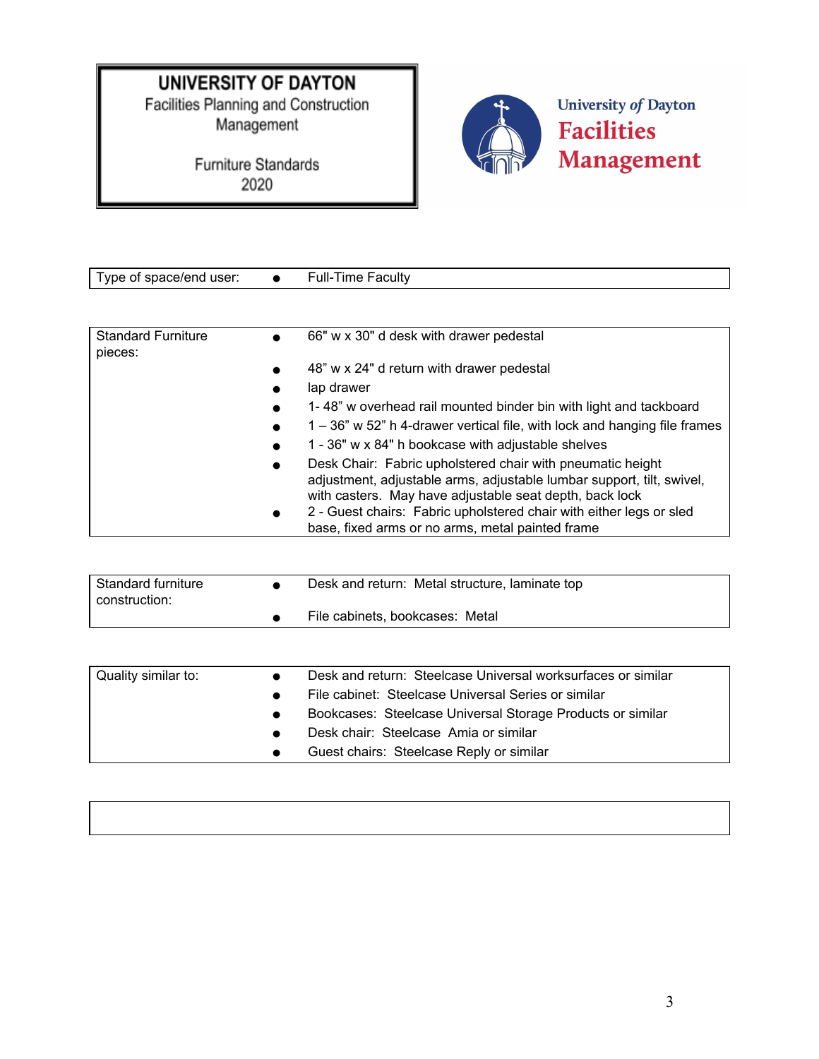**UNIVERSITY OF DAYTON**
Facilities Planning and Construction Management

Furniture Standards
2020

University *of* Dayton
**Facilities Management**

| Type of space/end user: | • Full-Time Faculty |
|---|---|

| Standard Furniture pieces: | |
|---|---|
| | • 66" w x 30" d desk with drawer pedestal |
| | • 48" w x 24" d return with drawer pedestal |
| | • lap drawer |
| | • 1- 48" w overhead rail mounted binder bin with light and tackboard |
| | • 1 – 36" w 52" h 4-drawer vertical file, with lock and hanging file frames |
| | • 1 - 36" w x 84" h bookcase with adjustable shelves |
| | • Desk Chair: Fabric upholstered chair with pneumatic height adjustment, adjustable arms, adjustable lumbar support, tilt, swivel, with casters. May have adjustable seat depth, back lock |
| | • 2 - Guest chairs: Fabric upholstered chair with either legs or sled base, fixed arms or no arms, metal painted frame |

| Standard furniture construction: | |
|---|---|
| | • Desk and return: Metal structure, laminate top |
| | • File cabinets, bookcases: Metal |

| Quality similar to: | |
|---|---|
| | • Desk and return: Steelcase Universal worksurfaces or similar |
| | • File cabinet: Steelcase Universal Series or similar |
| | • Bookcases: Steelcase Universal Storage Products or similar |
| | • Desk chair: Steelcase Amia or similar |
| | • Guest chairs: Steelcase Reply or similar |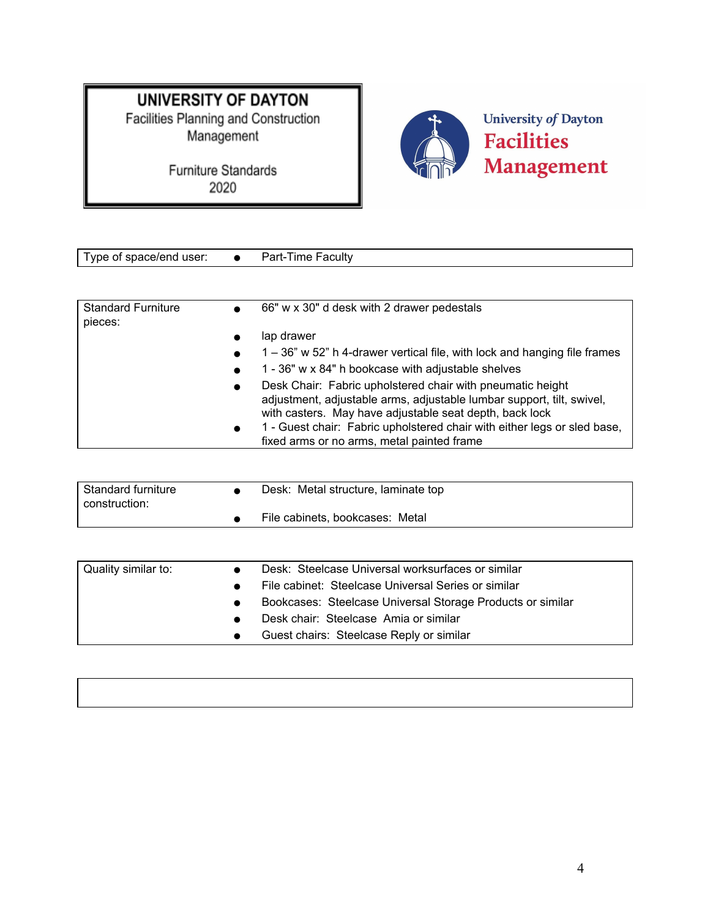**UNIVERSITY OF DAYTON**
Facilities Planning and Construction Management

Furniture Standards
2020

University of Dayton
**Facilities Management**

| Type of space/end user: | Part-Time Faculty |
|---|---|

| Standard Furniture pieces: | |
|---|---|
| | • 66" w x 30" d desk with 2 drawer pedestals |
| | • lap drawer |
| | • 1 – 36" w 52" h 4-drawer vertical file, with lock and hanging file frames |
| | • 1 - 36" w x 84" h bookcase with adjustable shelves |
| | • Desk Chair: Fabric upholstered chair with pneumatic height adjustment, adjustable arms, adjustable lumbar support, tilt, swivel, with casters. May have adjustable seat depth, back lock |
| | • 1 - Guest chair: Fabric upholstered chair with either legs or sled base, fixed arms or no arms, metal painted frame |

| Standard furniture construction: | |
|---|---|
| | • Desk: Metal structure, laminate top |
| | • File cabinets, bookcases: Metal |

| Quality similar to: | |
|---|---|
| | • Desk: Steelcase Universal worksurfaces or similar |
| | • File cabinet: Steelcase Universal Series or similar |
| | • Bookcases: Steelcase Universal Storage Products or similar |
| | • Desk chair: Steelcase Amia or similar |
| | • Guest chairs: Steelcase Reply or similar |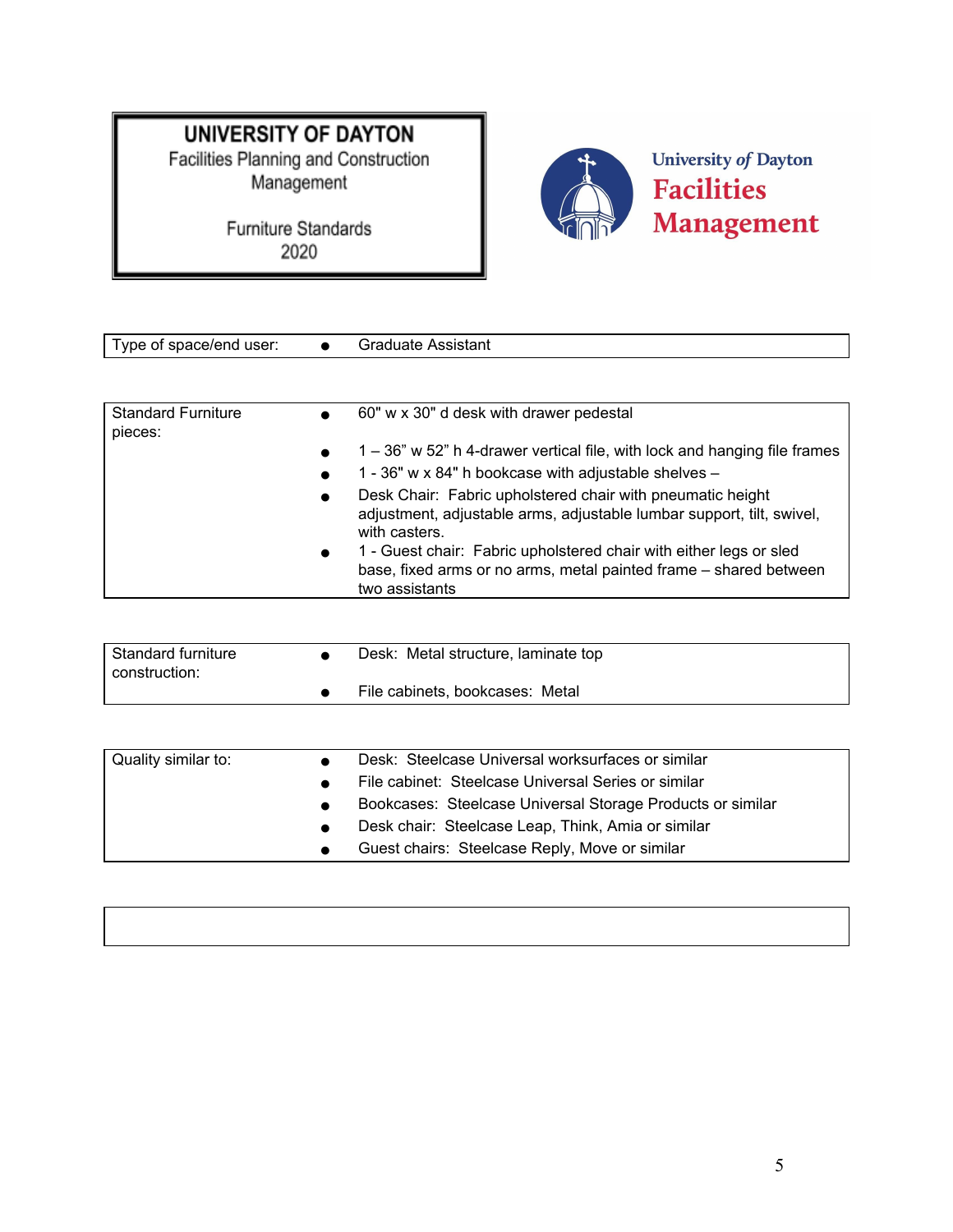**UNIVERSITY OF DAYTON**
Facilities Planning and Construction Management

Furniture Standards
2020

University *of* Dayton
**Facilities Management**

| Type of space/end user: | • Graduate Assistant |
|---|---|

| Standard Furniture pieces: | |
|---|---|
| | • 60" w x 30" d desk with drawer pedestal |
| | • 1 – 36” w 52” h 4-drawer vertical file, with lock and hanging file frames |
| | • 1 - 36" w x 84" h bookcase with adjustable shelves – |
| | • Desk Chair: Fabric upholstered chair with pneumatic height adjustment, adjustable arms, adjustable lumbar support, tilt, swivel, with casters. |
| | • 1 - Guest chair: Fabric upholstered chair with either legs or sled base, fixed arms or no arms, metal painted frame – shared between two assistants |

| Standard furniture construction: | |
|---|---|
| | • Desk: Metal structure, laminate top |
| | • File cabinets, bookcases: Metal |

| Quality similar to: | |
|---|---|
| | • Desk: Steelcase Universal worksurfaces or similar |
| | • File cabinet: Steelcase Universal Series or similar |
| | • Bookcases: Steelcase Universal Storage Products or similar |
| | • Desk chair: Steelcase Leap, Think, Amia or similar |
| | • Guest chairs: Steelcase Reply, Move or similar |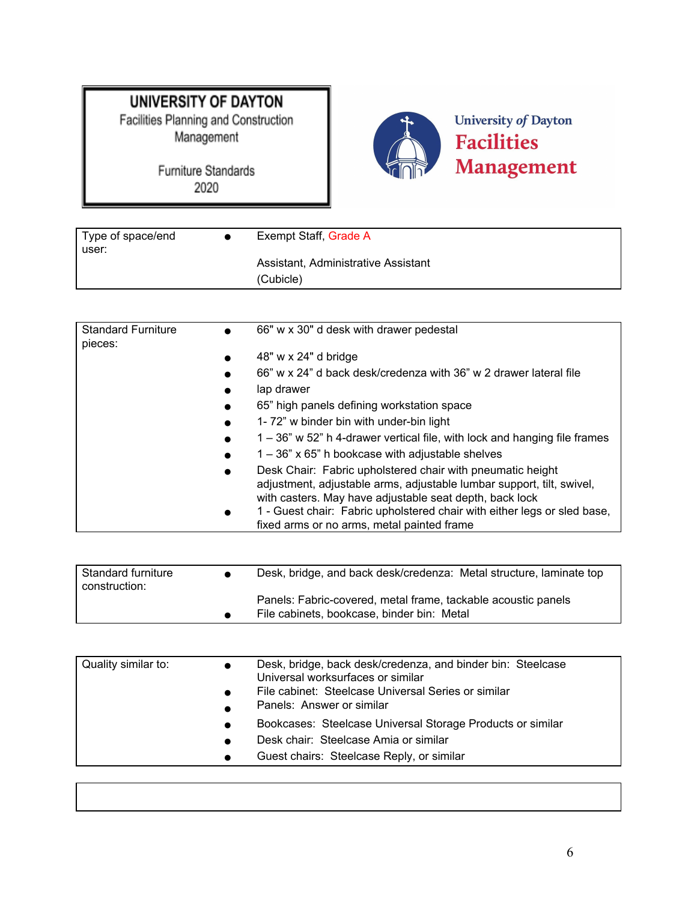**UNIVERSITY OF DAYTON**
Facilities Planning and Construction Management

Furniture Standards
2020

University of Dayton
**Facilities Management**

| Type of space/end user: | • Exempt Staff, Grade A<br><br>Assistant, Administrative Assistant<br>(Cubicle) |
|---|---|

| Standard Furniture pieces: | • 66" w x 30" d desk with drawer pedestal<br>• 48" w x 24" d bridge<br>• 66" w x 24" d back desk/credenza with 36" w 2 drawer lateral file<br>• lap drawer<br>• 65" high panels defining workstation space<br>• 1- 72" w binder bin with under-bin light<br>• 1 – 36" w 52" h 4-drawer vertical file, with lock and hanging file frames<br>• 1 – 36" x 65" h bookcase with adjustable shelves<br>• Desk Chair: Fabric upholstered chair with pneumatic height adjustment, adjustable arms, adjustable lumbar support, tilt, swivel, with casters. May have adjustable seat depth, back lock<br>• 1 - Guest chair: Fabric upholstered chair with either legs or sled base, fixed arms or no arms, metal painted frame |
|---|---|

| Standard furniture construction: | • Desk, bridge, and back desk/credenza: Metal structure, laminate top<br><br>Panels: Fabric-covered, metal frame, tackable acoustic panels<br>• File cabinets, bookcase, binder bin: Metal |
|---|---|

| Quality similar to: | • Desk, bridge, back desk/credenza, and binder bin: Steelcase Universal worksurfaces or similar<br>• File cabinet: Steelcase Universal Series or similar<br>• Panels: Answer or similar<br>• Bookcases: Steelcase Universal Storage Products or similar<br>• Desk chair: Steelcase Amia or similar<br>• Guest chairs: Steelcase Reply, or similar |
|---|---|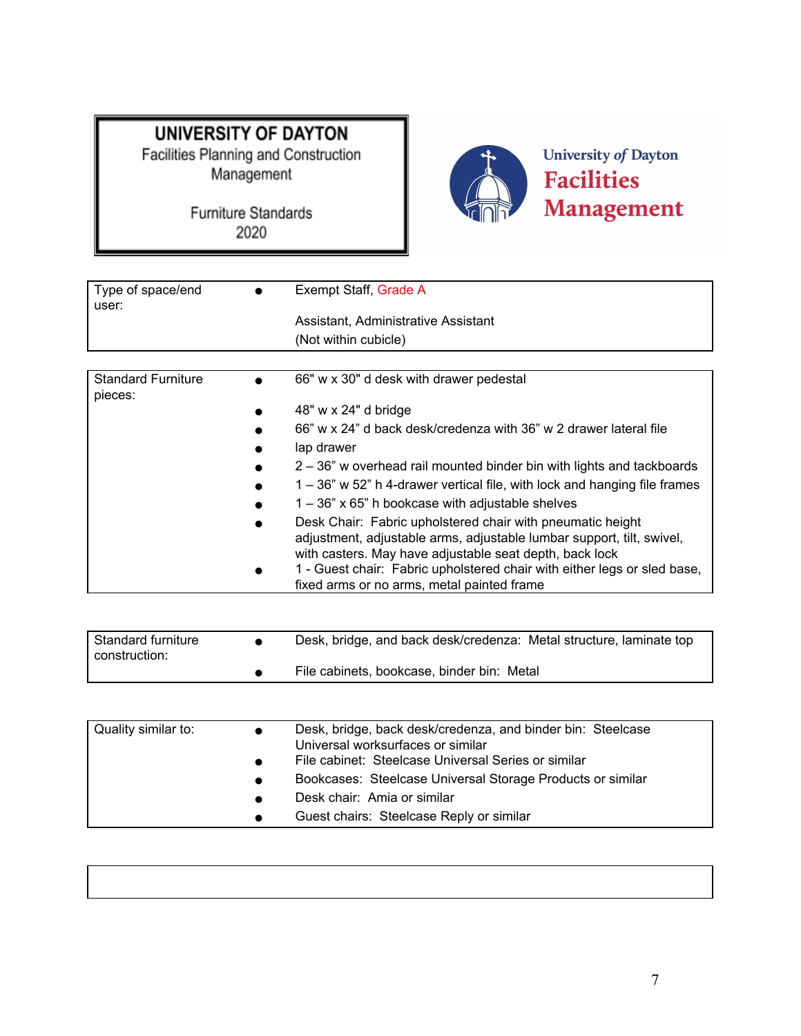**UNIVERSITY OF DAYTON**
Facilities Planning and Construction Management

Furniture Standards
2020

University *of* Dayton
**Facilities Management**

| Type of space/end user: | • Exempt Staff, Grade A<br>Assistant, Administrative Assistant<br>(Not within cubicle) |
|---|---|

| Standard Furniture pieces: | • 66" w x 30" d desk with drawer pedestal<br>• 48" w x 24" d bridge<br>• 66" w x 24" d back desk/credenza with 36" w 2 drawer lateral file<br>• lap drawer<br>• 2 – 36" w overhead rail mounted binder bin with lights and tackboards<br>• 1 – 36" w 52" h 4-drawer vertical file, with lock and hanging file frames<br>• 1 – 36" x 65" h bookcase with adjustable shelves<br>• Desk Chair: Fabric upholstered chair with pneumatic height adjustment, adjustable arms, adjustable lumbar support, tilt, swivel, with casters. May have adjustable seat depth, back lock<br>• 1 - Guest chair: Fabric upholstered chair with either legs or sled base, fixed arms or no arms, metal painted frame |
|---|---|

| Standard furniture construction: | • Desk, bridge, and back desk/credenza: Metal structure, laminate top<br>• File cabinets, bookcase, binder bin: Metal |
|---|---|

| Quality similar to: | • Desk, bridge, back desk/credenza, and binder bin: Steelcase Universal worksurfaces or similar<br>• File cabinet: Steelcase Universal Series or similar<br>• Bookcases: Steelcase Universal Storage Products or similar<br>• Desk chair: Amia or similar<br>• Guest chairs: Steelcase Reply or similar |
|---|---|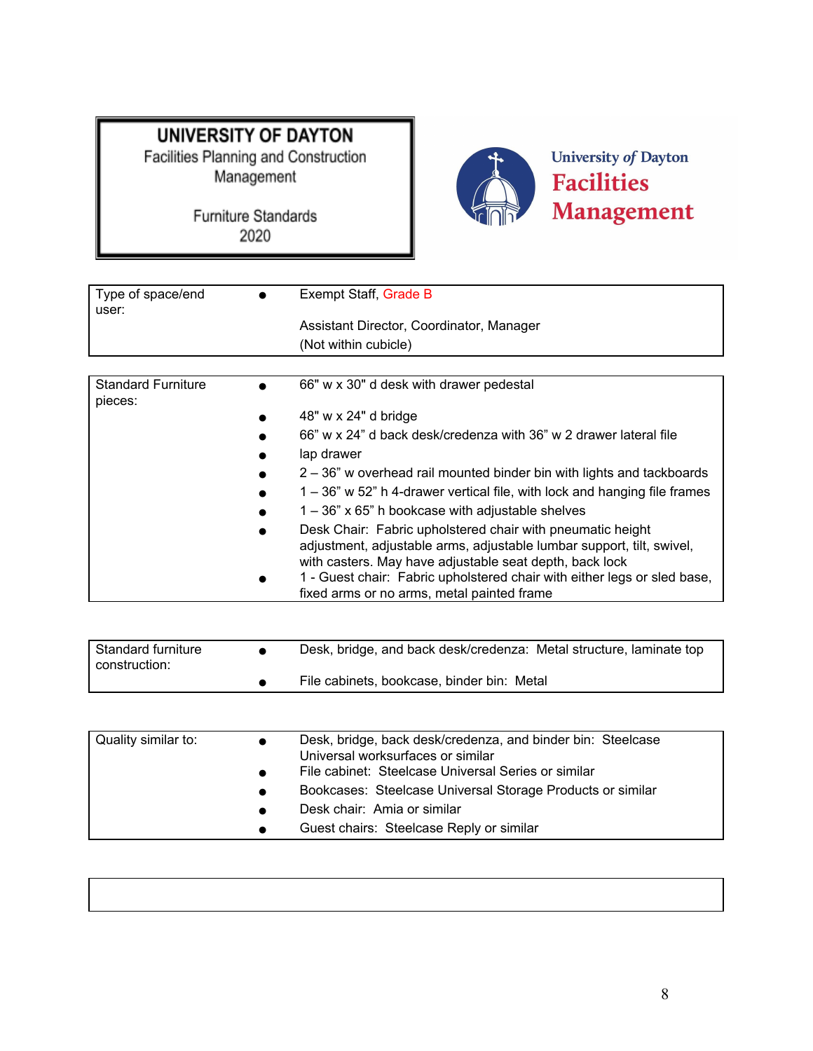**UNIVERSITY OF DAYTON**
Facilities Planning and Construction Management

Furniture Standards 2020

University of Dayton Facilities Management

| Type of space/end user: | • Exempt Staff, Grade B<br>Assistant Director, Coordinator, Manager<br>(Not within cubicle) |
|---|---|

| Standard Furniture pieces: | |
|---|---|
| | • 66" w x 30" d desk with drawer pedestal |
| | • 48" w x 24" d bridge |
| | • 66" w x 24" d back desk/credenza with 36" w 2 drawer lateral file |
| | • lap drawer |
| | • 2 – 36" w overhead rail mounted binder bin with lights and tackboards |
| | • 1 – 36" w 52" h 4-drawer vertical file, with lock and hanging file frames |
| | • 1 – 36" x 65" h bookcase with adjustable shelves |
| | • Desk Chair: Fabric upholstered chair with pneumatic height adjustment, adjustable arms, adjustable lumbar support, tilt, swivel, with casters. May have adjustable seat depth, back lock |
| | • 1 - Guest chair: Fabric upholstered chair with either legs or sled base, fixed arms or no arms, metal painted frame |

| Standard furniture construction: | |
|---|---|
| | • Desk, bridge, and back desk/credenza: Metal structure, laminate top |
| | • File cabinets, bookcase, binder bin: Metal |

| Quality similar to: | |
|---|---|
| | • Desk, bridge, back desk/credenza, and binder bin: Steelcase Universal worksurfaces or similar |
| | • File cabinet: Steelcase Universal Series or similar |
| | • Bookcases: Steelcase Universal Storage Products or similar |
| | • Desk chair: Amia or similar |
| | • Guest chairs: Steelcase Reply or similar |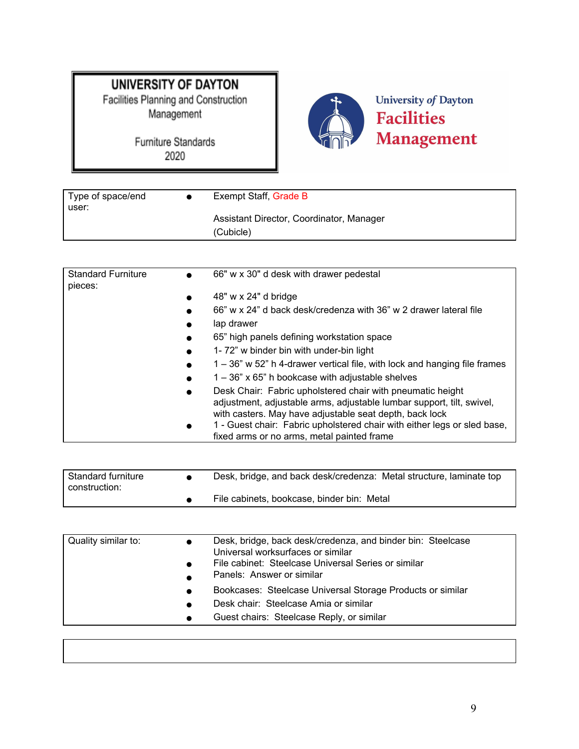**UNIVERSITY OF DAYTON**
Facilities Planning and Construction Management

Furniture Standards
2020

University of Dayton
**Facilities Management**

| Type of space/end user: | • Exempt Staff, Grade B<br><br>Assistant Director, Coordinator, Manager (Cubicle) |
|---|---|

| Standard Furniture pieces: | |
|---|---|
| | • 66" w x 30" d desk with drawer pedestal |
| | • 48" w x 24" d bridge |
| | • 66" w x 24" d back desk/credenza with 36" w 2 drawer lateral file |
| | • lap drawer |
| | • 65" high panels defining workstation space |
| | • 1- 72" w binder bin with under-bin light |
| | • 1 – 36" w 52" h 4-drawer vertical file, with lock and hanging file frames |
| | • 1 – 36" x 65" h bookcase with adjustable shelves |
| | • Desk Chair: Fabric upholstered chair with pneumatic height adjustment, adjustable arms, adjustable lumbar support, tilt, swivel, with casters. May have adjustable seat depth, back lock |
| | • 1 - Guest chair: Fabric upholstered chair with either legs or sled base, fixed arms or no arms, metal painted frame |

| Standard furniture construction: | |
|---|---|
| | • Desk, bridge, and back desk/credenza: Metal structure, laminate top |
| | • File cabinets, bookcase, binder bin: Metal |

| Quality similar to: | |
|---|---|
| | • Desk, bridge, back desk/credenza, and binder bin: Steelcase Universal worksurfaces or similar |
| | • File cabinet: Steelcase Universal Series or similar |
| | • Panels: Answer or similar |
| | • Bookcases: Steelcase Universal Storage Products or similar |
| | • Desk chair: Steelcase Amia or similar |
| | • Guest chairs: Steelcase Reply, or similar |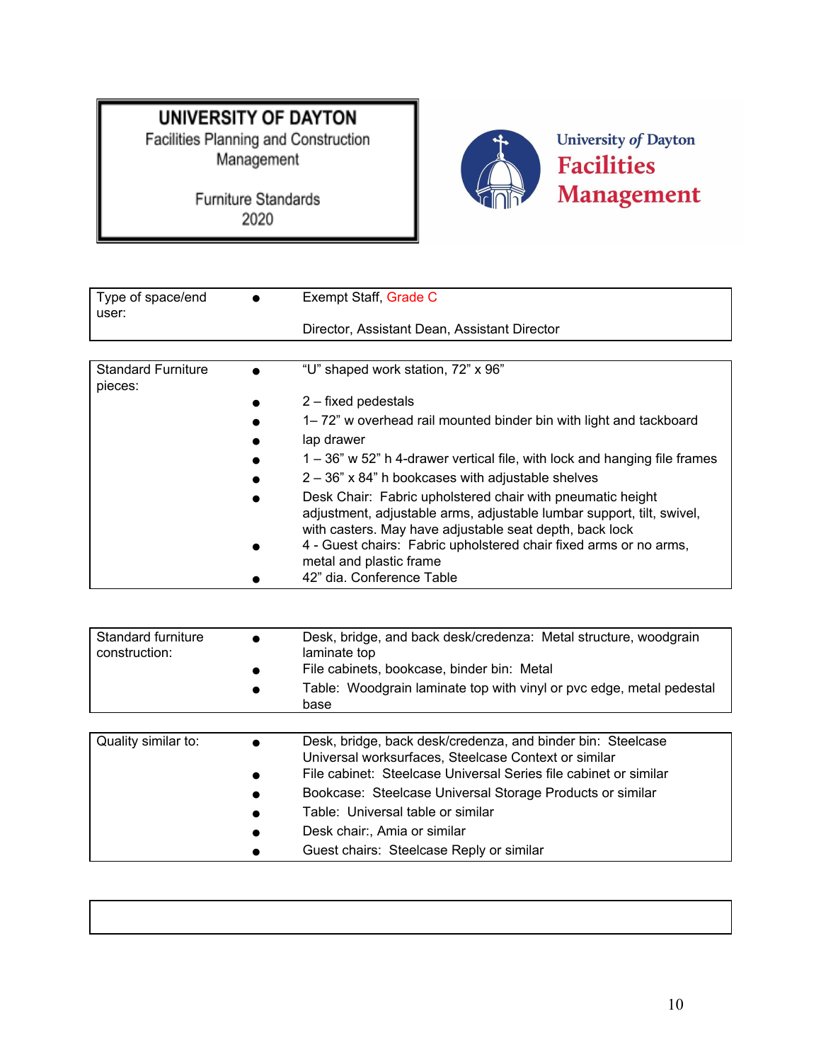**UNIVERSITY OF DAYTON**
Facilities Planning and Construction Management

Furniture Standards
2020

University of Dayton Facilities Management

| | |
|---|---|
| Type of space/end user: | • Exempt Staff, Grade C<br>Director, Assistant Dean, Assistant Director |

| | |
|---|---|
| Standard Furniture pieces: | • "U" shaped work station, 72" x 96"<br>• 2 – fixed pedestals<br>• 1– 72" w overhead rail mounted binder bin with light and tackboard<br>• lap drawer<br>• 1 – 36" w 52" h 4-drawer vertical file, with lock and hanging file frames<br>• 2 – 36" x 84" h bookcases with adjustable shelves<br>• Desk Chair: Fabric upholstered chair with pneumatic height adjustment, adjustable arms, adjustable lumbar support, tilt, swivel, with casters. May have adjustable seat depth, back lock<br>• 4 - Guest chairs: Fabric upholstered chair fixed arms or no arms, metal and plastic frame<br>• 42" dia. Conference Table |

| | |
|---|---|
| Standard furniture construction: | • Desk, bridge, and back desk/credenza: Metal structure, woodgrain laminate top<br>• File cabinets, bookcase, binder bin: Metal<br>• Table: Woodgrain laminate top with vinyl or pvc edge, metal pedestal base |

| | |
|---|---|
| Quality similar to: | • Desk, bridge, back desk/credenza, and binder bin: Steelcase Universal worksurfaces, Steelcase Context or similar<br>• File cabinet: Steelcase Universal Series file cabinet or similar<br>• Bookcase: Steelcase Universal Storage Products or similar<br>• Table: Universal table or similar<br>• Desk chair:, Amia or similar<br>• Guest chairs: Steelcase Reply or similar |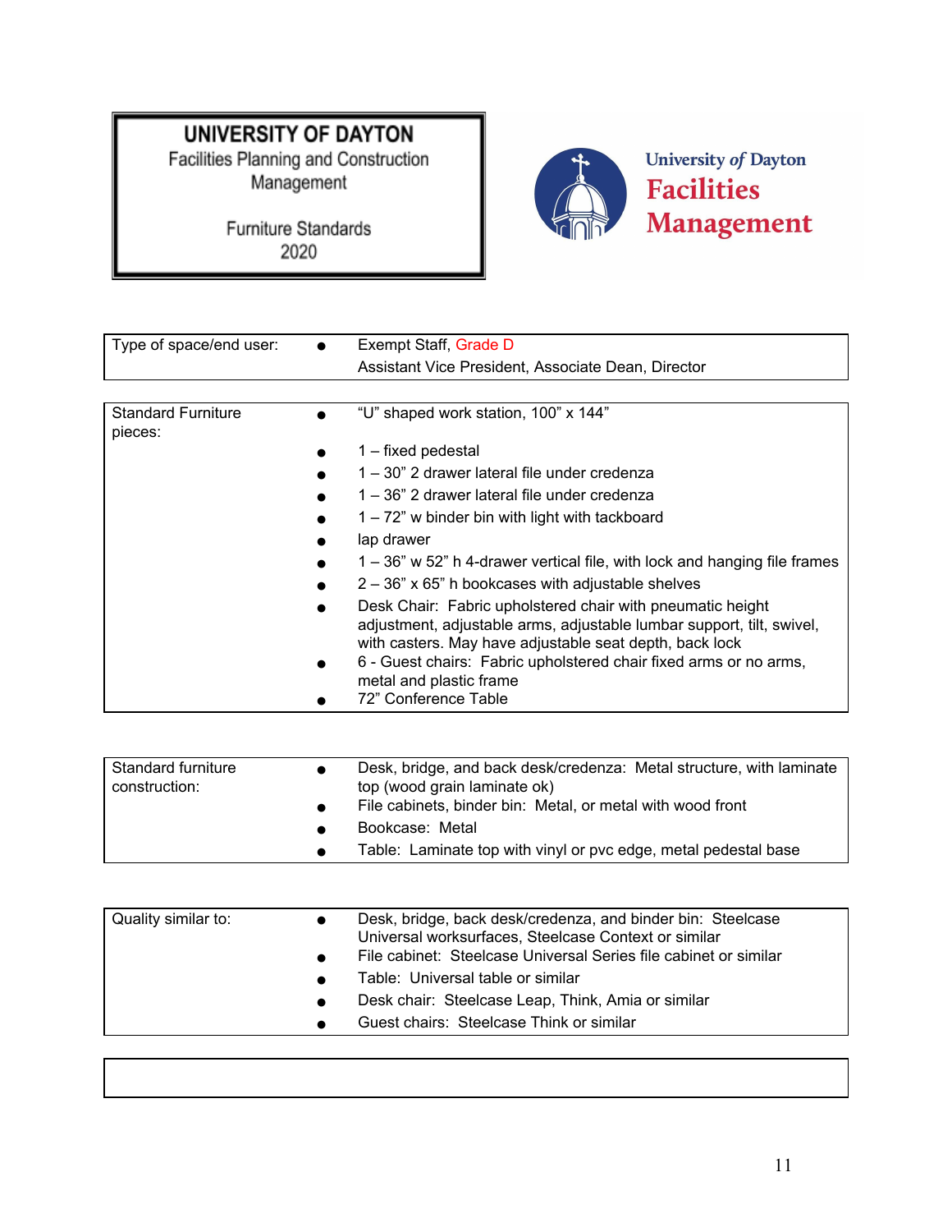**UNIVERSITY OF DAYTON**
Facilities Planning and Construction Management

Furniture Standards 2020

University *of* Dayton **Facilities Management**

| Type of space/end user: | • Exempt Staff, Grade D<br>Assistant Vice President, Associate Dean, Director |
|---|---|

| Standard Furniture pieces: | • "U" shaped work station, 100" x 144"<br>• 1 – fixed pedestal<br>• 1 – 30" 2 drawer lateral file under credenza<br>• 1 – 36" 2 drawer lateral file under credenza<br>• 1 – 72" w binder bin with light with tackboard<br>• lap drawer<br>• 1 – 36" w 52" h 4-drawer vertical file, with lock and hanging file frames<br>• 2 – 36" x 65" h bookcases with adjustable shelves<br>• Desk Chair: Fabric upholstered chair with pneumatic height adjustment, adjustable arms, adjustable lumbar support, tilt, swivel, with casters. May have adjustable seat depth, back lock<br>• 6 - Guest chairs: Fabric upholstered chair fixed arms or no arms, metal and plastic frame<br>• 72" Conference Table |
|---|---|

| Standard furniture construction: | • Desk, bridge, and back desk/credenza: Metal structure, with laminate top (wood grain laminate ok)<br>• File cabinets, binder bin: Metal, or metal with wood front<br>• Bookcase: Metal<br>• Table: Laminate top with vinyl or pvc edge, metal pedestal base |
|---|---|

| Quality similar to: | • Desk, bridge, back desk/credenza, and binder bin: Steelcase Universal worksurfaces, Steelcase Context or similar<br>• File cabinet: Steelcase Universal Series file cabinet or similar<br>• Table: Universal table or similar<br>• Desk chair: Steelcase Leap, Think, Amia or similar<br>• Guest chairs: Steelcase Think or similar |
|---|---|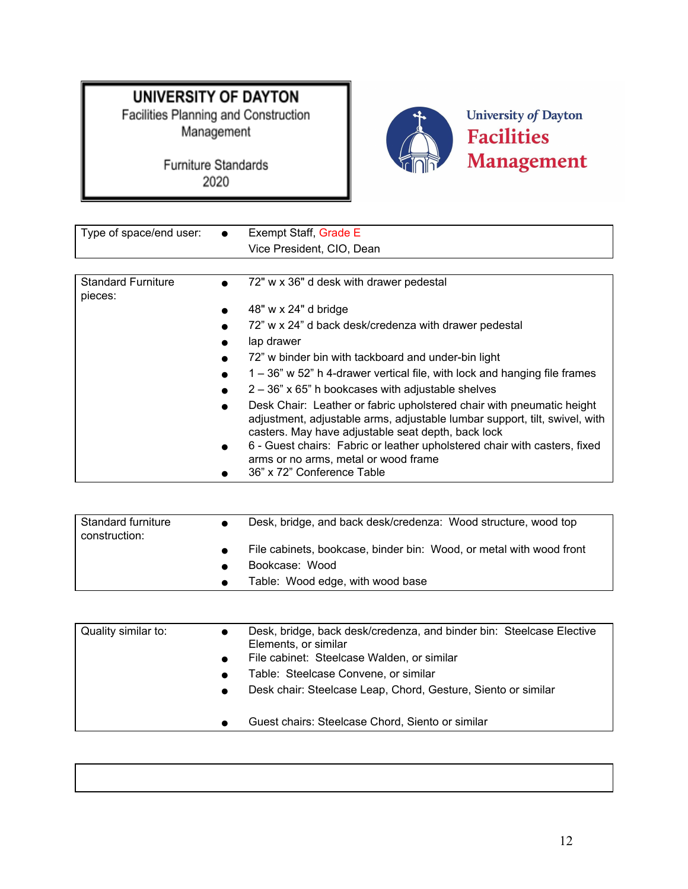**UNIVERSITY OF DAYTON**
Facilities Planning and Construction Management

Furniture Standards
2020

University *of* Dayton
**Facilities Management**

| Type of space/end user: | • Exempt Staff, Grade E<br>Vice President, CIO, Dean |
|---|---|

| Standard Furniture pieces: | |
|---|---|
| | • 72" w x 36" d desk with drawer pedestal |
| | • 48" w x 24" d bridge |
| | • 72" w x 24" d back desk/credenza with drawer pedestal |
| | • lap drawer |
| | • 72" w binder bin with tackboard and under-bin light |
| | • 1 – 36" w 52" h 4-drawer vertical file, with lock and hanging file frames |
| | • 2 – 36" x 65" h bookcases with adjustable shelves |
| | • Desk Chair: Leather or fabric upholstered chair with pneumatic height adjustment, adjustable arms, adjustable lumbar support, tilt, swivel, with casters. May have adjustable seat depth, back lock |
| | • 6 - Guest chairs: Fabric or leather upholstered chair with casters, fixed arms or no arms, metal or wood frame |
| | • 36" x 72" Conference Table |

| Standard furniture construction: | |
|---|---|
| | • Desk, bridge, and back desk/credenza: Wood structure, wood top |
| | • File cabinets, bookcase, binder bin: Wood, or metal with wood front |
| | • Bookcase: Wood |
| | • Table: Wood edge, with wood base |

| Quality similar to: | |
|---|---|
| | • Desk, bridge, back desk/credenza, and binder bin: Steelcase Elective Elements, or similar |
| | • File cabinet: Steelcase Walden, or similar |
| | • Table: Steelcase Convene, or similar |
| | • Desk chair: Steelcase Leap, Chord, Gesture, Siento or similar |
| | • Guest chairs: Steelcase Chord, Siento or similar |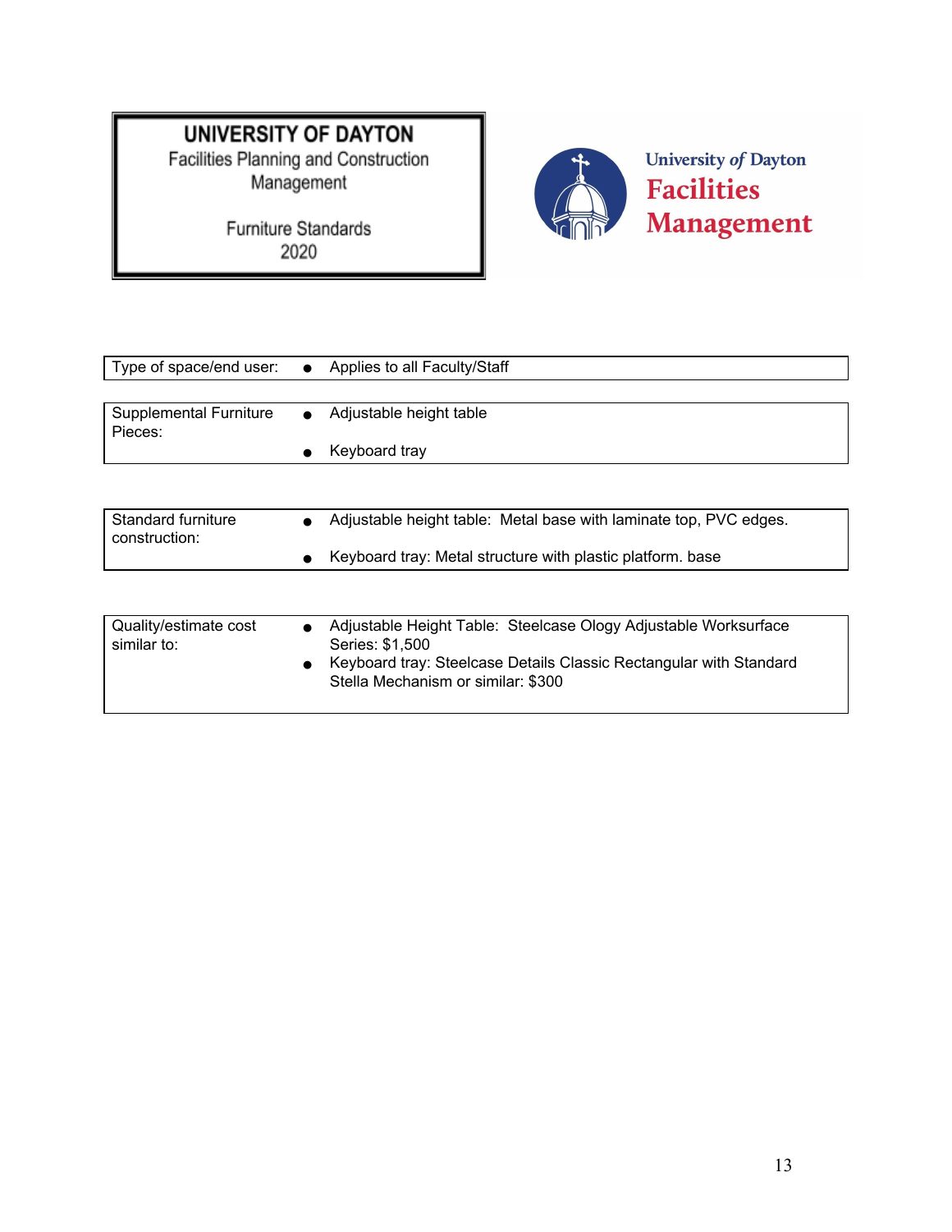**UNIVERSITY OF DAYTON**
Facilities Planning and Construction Management

Furniture Standards
2020

University *of* Dayton
**Facilities Management**

| | |
|---|---|
| Type of space/end user: | • Applies to all Faculty/Staff |

| | |
|---|---|
| Supplemental Furniture Pieces: | • Adjustable height table<br>• Keyboard tray |

| | |
|---|---|
| Standard furniture construction: | • Adjustable height table: Metal base with laminate top, PVC edges.<br>• Keyboard tray: Metal structure with plastic platform. base |

| | |
|---|---|
| Quality/estimate cost similar to: | • Adjustable Height Table: Steelcase Ology Adjustable Worksurface Series: $1,500<br>• Keyboard tray: Steelcase Details Classic Rectangular with Standard Stella Mechanism or similar: $300 |